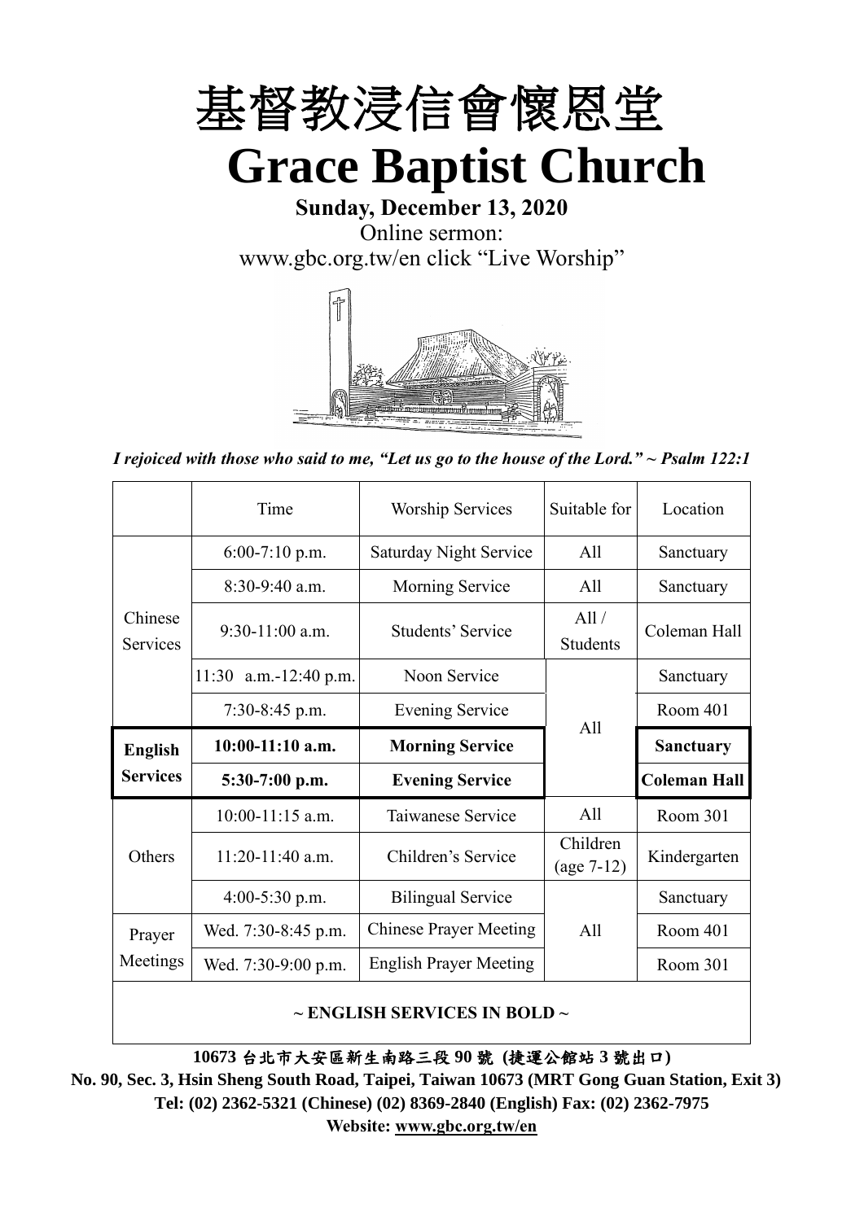# 基督教浸信會懷恩堂

# Grace Baptist Church

**Sunday, December 13, 2020**

Online sermon:

www.gbc.org.tw/en click "Live Worship"

*I rejoiced with those who said to me, "Let us go to the house of the Lord." ~ Psalm 122:1*

| | Time | Worship Services | Suitable for | Location |
|---|---|---|---|---|
| Chinese Services | 6:00-7:10 p.m. | Saturday Night Service | All | Sanctuary |
| | 8:30-9:40 a.m. | Morning Service | All | Sanctuary |
| | 9:30-11:00 a.m. | Students' Service | All / Students | Coleman Hall |
| | 11:30 a.m.-12:40 p.m. | Noon Service | All | Sanctuary |
| | 7:30-8:45 p.m. | Evening Service | All | Room 401 |
| **English Services** | **10:00-11:10 a.m.** | **Morning Service** | All | **Sanctuary** |
| | **5:30-7:00 p.m.** | **Evening Service** | All | **Coleman Hall** |
| Others | 10:00-11:15 a.m. | Taiwanese Service | All | Room 301 |
| | 11:20-11:40 a.m. | Children's Service | Children (age 7-12) | Kindergarten |
| | 4:00-5:30 p.m. | Bilingual Service | All | Sanctuary |
| Prayer Meetings | Wed. 7:30-8:45 p.m. | Chinese Prayer Meeting | All | Room 401 |
| | Wed. 7:30-9:00 p.m. | English Prayer Meeting | All | Room 301 |

**~ ENGLISH SERVICES IN BOLD ~**

**10673 台北市大安區新生南路三段 90 號 (捷運公館站 3 號出口)**

**No. 90, Sec. 3, Hsin Sheng South Road, Taipei, Taiwan 10673 (MRT Gong Guan Station, Exit 3)**

**Tel: (02) 2362-5321 (Chinese) (02) 8369-2840 (English) Fax: (02) 2362-7975**

**Website: www.gbc.org.tw/en**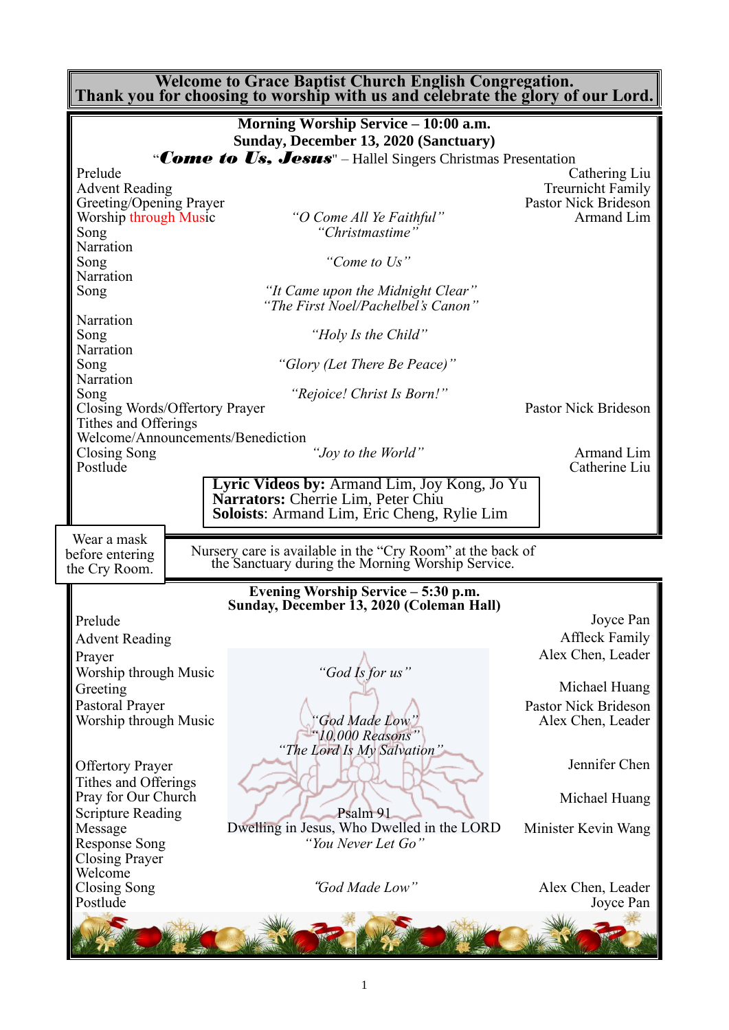**Welcome to Grace Baptist Church English Congregation.**
**Thank you for choosing to worship with us and celebrate the glory of our Lord.**

## Morning Worship Service – 10:00 a.m.
**Sunday, December 13, 2020 (Sanctuary)**

"***Come to Us, Jesus***" – Hallel Singers Christmas Presentation

| | | |
|---|---|---|
| Prelude | | Cathering Liu |
| Advent Reading | | Treurnicht Family |
| Greeting/Opening Prayer | | Pastor Nick Brideson |
| Worship through Music | *"O Come All Ye Faithful"* | Armand Lim |
| Song | *"Christmastime"* | |
| Narration | | |
| Song | *"Come to Us"* | |
| Narration | | |
| Song | *"It Came upon the Midnight Clear"* *"The First Noel/Pachelbel's Canon"* | |
| Narration | | |
| Song | *"Holy Is the Child"* | |
| Narration | | |
| Song | *"Glory (Let There Be Peace)"* | |
| Narration | | |
| Song | *"Rejoice! Christ Is Born!"* | |
| Closing Words/Offertory Prayer | | Pastor Nick Brideson |
| Tithes and Offerings | | |
| Welcome/Announcements/Benediction | | |
| Closing Song | *"Joy to the World"* | Armand Lim |
| Postlude | | Catherine Liu |

**Lyric Videos by:** Armand Lim, Joy Kong, Jo Yu
**Narrators:** Cherrie Lim, Peter Chiu
**Soloists**: Armand Lim, Eric Cheng, Rylie Lim

Wear a mask before entering the Cry Room.

Nursery care is available in the "Cry Room" at the back of the Sanctuary during the Morning Worship Service.

## Evening Worship Service – 5:30 p.m.
**Sunday, December 13, 2020 (Coleman Hall)**

| | | |
|---|---|---|
| Prelude | | Joyce Pan |
| Advent Reading | | Affleck Family |
| Prayer | | Alex Chen, Leader |
| Worship through Music | *"God Is for us"* | |
| Greeting | | Michael Huang |
| Pastoral Prayer | | Pastor Nick Brideson |
| Worship through Music | *"God Made Low"* *"10,000 Reasons"* *"The Lord Is My Salvation"* | Alex Chen, Leader |
| Offertory Prayer | | Jennifer Chen |
| Tithes and Offerings | | |
| Pray for Our Church | | Michael Huang |
| Scripture Reading | Psalm 91 | |
| Message | Dwelling in Jesus, Who Dwelled in the LORD | Minister Kevin Wang |
| Response Song | *"You Never Let Go"* | |
| Closing Prayer | | |
| Welcome | | |
| Closing Song | *"God Made Low"* | Alex Chen, Leader |
| Postlude | | Joyce Pan |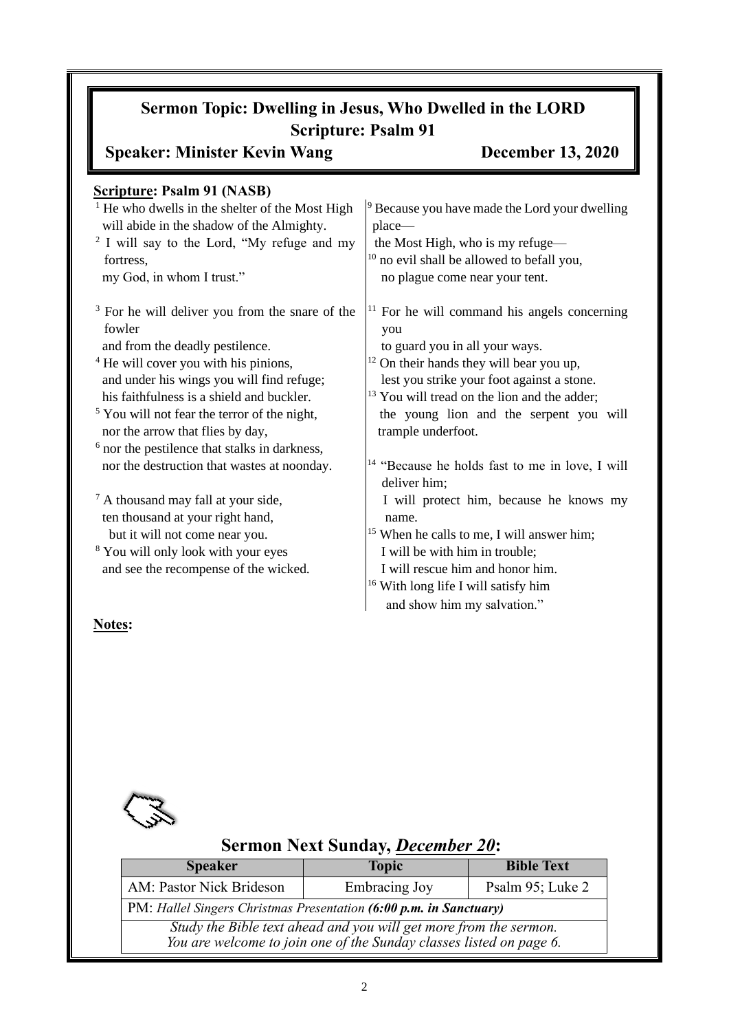# Sermon Topic: Dwelling in Jesus, Who Dwelled in the LORD

## Scripture: Psalm 91

**Speaker: Minister Kevin Wang** **December 13, 2020**

**Scripture: Psalm 91 (NASB)**

[1] He who dwells in the shelter of the Most High
will abide in the shadow of the Almighty.
[2] I will say to the Lord, "My refuge and my fortress,
my God, in whom I trust."

[3] For he will deliver you from the snare of the fowler
and from the deadly pestilence.
[4] He will cover you with his pinions,
and under his wings you will find refuge;
his faithfulness is a shield and buckler.
[5] You will not fear the terror of the night,
nor the arrow that flies by day,
[6] nor the pestilence that stalks in darkness,
nor the destruction that wastes at noonday.

[7] A thousand may fall at your side,
ten thousand at your right hand,
but it will not come near you.
[8] You will only look with your eyes
and see the recompense of the wicked.

[9] Because you have made the Lord your dwelling place—
the Most High, who is my refuge—
[10] no evil shall be allowed to befall you,
no plague come near your tent.

[11] For he will command his angels concerning you
to guard you in all your ways.
[12] On their hands they will bear you up,
lest you strike your foot against a stone.
[13] You will tread on the lion and the adder;
the young lion and the serpent you will trample underfoot.

[14] "Because he holds fast to me in love, I will deliver him;
I will protect him, because he knows my name.
[15] When he calls to me, I will answer him;
I will be with him in trouble;
I will rescue him and honor him.
[16] With long life I will satisfy him
and show him my salvation."

**Notes:**

## Sermon Next Sunday, *December 20*:

| Speaker | Topic | Bible Text |
|---|---|---|
| AM: Pastor Nick Brideson | Embracing Joy | Psalm 95; Luke 2 |
| PM: *Hallel Singers Christmas Presentation **(6:00 p.m. in Sanctuary)*** | | |
| *Study the Bible text ahead and you will get more from the sermon. You are welcome to join one of the Sunday classes listed on page 6.* | | |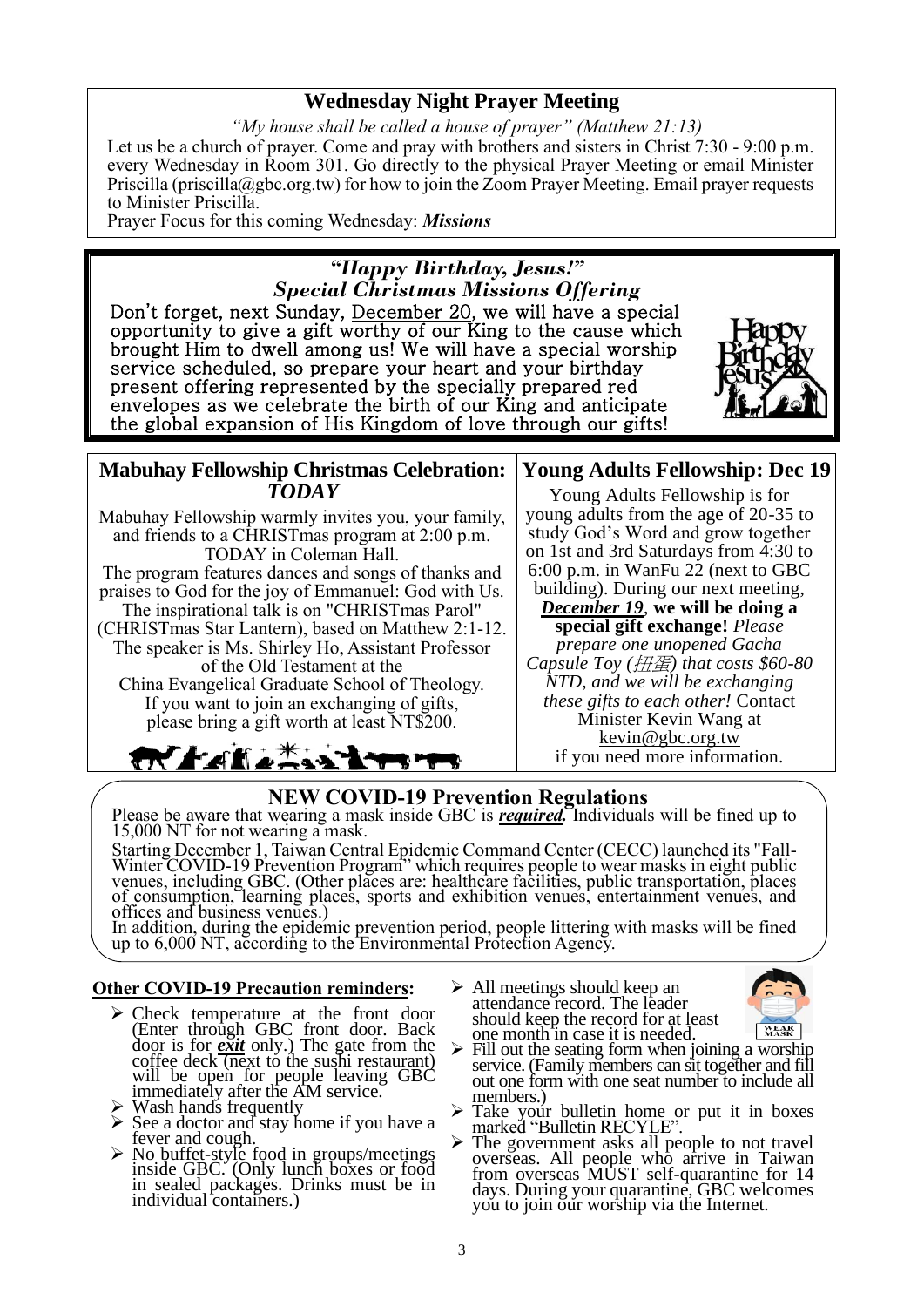## Wednesday Night Prayer Meeting

*"My house shall be called a house of prayer" (Matthew 21:13)*

Let us be a church of prayer. Come and pray with brothers and sisters in Christ 7:30 - 9:00 p.m. every Wednesday in Room 301. Go directly to the physical Prayer Meeting or email Minister Priscilla (priscilla@gbc.org.tw) for how to join the Zoom Prayer Meeting. Email prayer requests to Minister Priscilla.

Prayer Focus for this coming Wednesday: ***Missions***

## *"Happy Birthday, Jesus!"*
## *Special Christmas Missions Offering*

Don't forget, next Sunday, December 20, we will have a special opportunity to give a gift worthy of our King to the cause which brought Him to dwell among us! We will have a special worship service scheduled, so prepare your heart and your birthday present offering represented by the specially prepared red envelopes as we celebrate the birth of our King and anticipate the global expansion of His Kingdom of love through our gifts!

## Mabuhay Fellowship Christmas Celebration: *TODAY*

Mabuhay Fellowship warmly invites you, your family, and friends to a CHRISTmas program at 2:00 p.m. TODAY in Coleman Hall.

The program features dances and songs of thanks and praises to God for the joy of Emmanuel: God with Us.

The inspirational talk is on "CHRISTmas Parol" (CHRISTmas Star Lantern), based on Matthew 2:1-12. The speaker is Ms. Shirley Ho, Assistant Professor of the Old Testament at the China Evangelical Graduate School of Theology.

If you want to join an exchanging of gifts, please bring a gift worth at least NT$200.

## Young Adults Fellowship: Dec 19

Young Adults Fellowship is for young adults from the age of 20-35 to study God's Word and grow together on 1st and 3rd Saturdays from 4:30 to 6:00 p.m. in WanFu 22 (next to GBC building). During our next meeting, ***December 19*, we will be doing a special gift exchange!** *Please prepare one unopened Gacha Capsule Toy (扭蛋) that costs $60-80 NTD, and we will be exchanging these gifts to each other!* Contact Minister Kevin Wang at kevin@gbc.org.tw if you need more information.

## NEW COVID-19 Prevention Regulations

Please be aware that wearing a mask inside GBC is ***required.*** Individuals will be fined up to 15,000 NT for not wearing a mask.

Starting December 1, Taiwan Central Epidemic Command Center (CECC) launched its "Fall-Winter COVID-19 Prevention Program" which requires people to wear masks in eight public venues, including GBC. (Other places are: healthcare facilities, public transportation, places of consumption, learning places, sports and exhibition venues, entertainment venues, and offices and business venues.)

In addition, during the epidemic prevention period, people littering with masks will be fined up to 6,000 NT, according to the Environmental Protection Agency.

### Other COVID-19 Precaution reminders:

- Check temperature at the front door (Enter through GBC front door. Back door is for ***exit*** only.) The gate from the coffee deck (next to the sushi restaurant) will be open for people leaving GBC immediately after the AM service.
- Wash hands frequently
- See a doctor and stay home if you have a fever and cough.
- No buffet-style food in groups/meetings inside GBC. (Only lunch boxes or food in sealed packages. Drinks must be in individual containers.)
- All meetings should keep an attendance record. The leader should keep the record for at least one month in case it is needed.
- Fill out the seating form when joining a worship service. (Family members can sit together and fill out one form with one seat number to include all members.)
- Take your bulletin home or put it in boxes marked "Bulletin RECYLE".
- The government asks all people to not travel overseas. All people who arrive in Taiwan from overseas MUST self-quarantine for 14 days. During your quarantine, GBC welcomes you to join our worship via the Internet.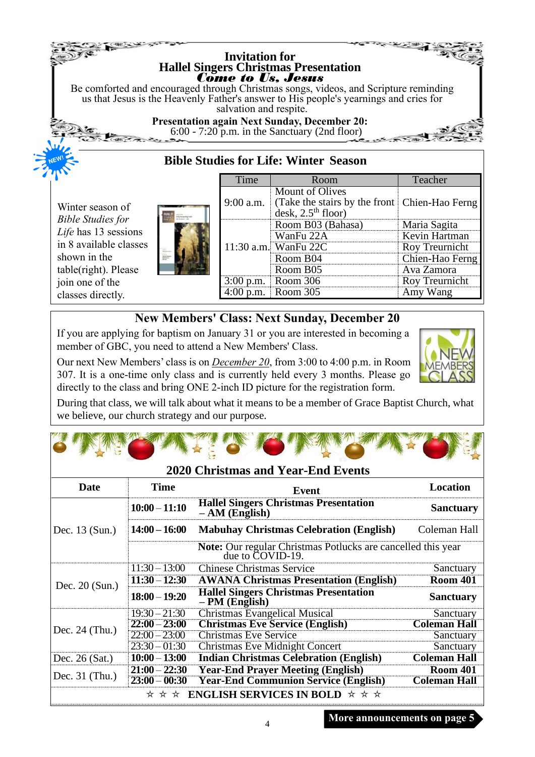## Invitation for Hallel Singers Christmas Presentation

### *Come to Us, Jesus*

Be comforted and encouraged through Christmas songs, videos, and Scripture reminding us that Jesus is the Heavenly Father's answer to His people's yearnings and cries for salvation and respite.

**Presentation again Next Sunday, December 20:**
6:00 - 7:20 p.m. in the Sanctuary (2nd floor)

## Bible Studies for Life: Winter Season

NEW!

Winter season of *Bible Studies for Life* has 13 sessions in 8 available classes shown in the table(right). Please join one of the classes directly.

| Time | Room | Teacher |
|---|---|---|
| 9:00 a.m. | Mount of Olives (Take the stairs by the front desk, 2.5th floor) | Chien-Hao Ferng |
| 11:30 a.m. | Room B03 (Bahasa) | Maria Sagita |
| | WanFu 22A | Kevin Hartman |
| | WanFu 22C | Roy Treurnicht |
| | Room B04 | Chien-Hao Ferng |
| | Room B05 | Ava Zamora |
| 3:00 p.m. | Room 306 | Roy Treurnicht |
| 4:00 p.m. | Room 305 | Amy Wang |

## New Members' Class: Next Sunday, December 20

If you are applying for baptism on January 31 or you are interested in becoming a member of GBC, you need to attend a New Members' Class.

Our next New Members' class is on *December 20*, from 3:00 to 4:00 p.m. in Room 307. It is a one-time only class and is currently held every 3 months. Please go directly to the class and bring ONE 2-inch ID picture for the registration form.

During that class, we will talk about what it means to be a member of Grace Baptist Church, what we believe, our church strategy and our purpose.

## 2020 Christmas and Year-End Events

| Date | Time | Event | Location |
|---|---|---|---|
| Dec. 13 (Sun.) | **10:00 – 11:10** | **Hallel Singers Christmas Presentation – AM (English)** | **Sanctuary** |
| | **14:00 – 16:00** | **Mabuhay Christmas Celebration (English)** | Coleman Hall |
| | | **Note:** Our regular Christmas Potlucks are cancelled this year due to COVID-19. | |
| Dec. 20 (Sun.) | 11:30 – 13:00 | Chinese Christmas Service | Sanctuary |
| | **11:30 – 12:30** | **AWANA Christmas Presentation (English)** | **Room 401** |
| | **18:00 – 19:20** | **Hallel Singers Christmas Presentation – PM (English)** | **Sanctuary** |
| Dec. 24 (Thu.) | 19:30 – 21:30 | Christmas Evangelical Musical | Sanctuary |
| | **22:00 – 23:00** | **Christmas Eve Service (English)** | **Coleman Hall** |
| | 22:00 – 23:00 | Christmas Eve Service | Sanctuary |
| | 23:30 – 01:30 | Christmas Eve Midnight Concert | Sanctuary |
| Dec. 26 (Sat.) | **10:00 – 13:00** | **Indian Christmas Celebration (English)** | **Coleman Hall** |
| Dec. 31 (Thu.) | **21:00 – 22:30** | **Year-End Prayer Meeting (English)** | **Room 401** |
| | **23:00 – 00:30** | **Year-End Communion Service (English)** | **Coleman Hall** |

☆ ☆ ☆ **ENGLISH SERVICES IN BOLD** ☆ ☆ ☆

**More announcements on page 5**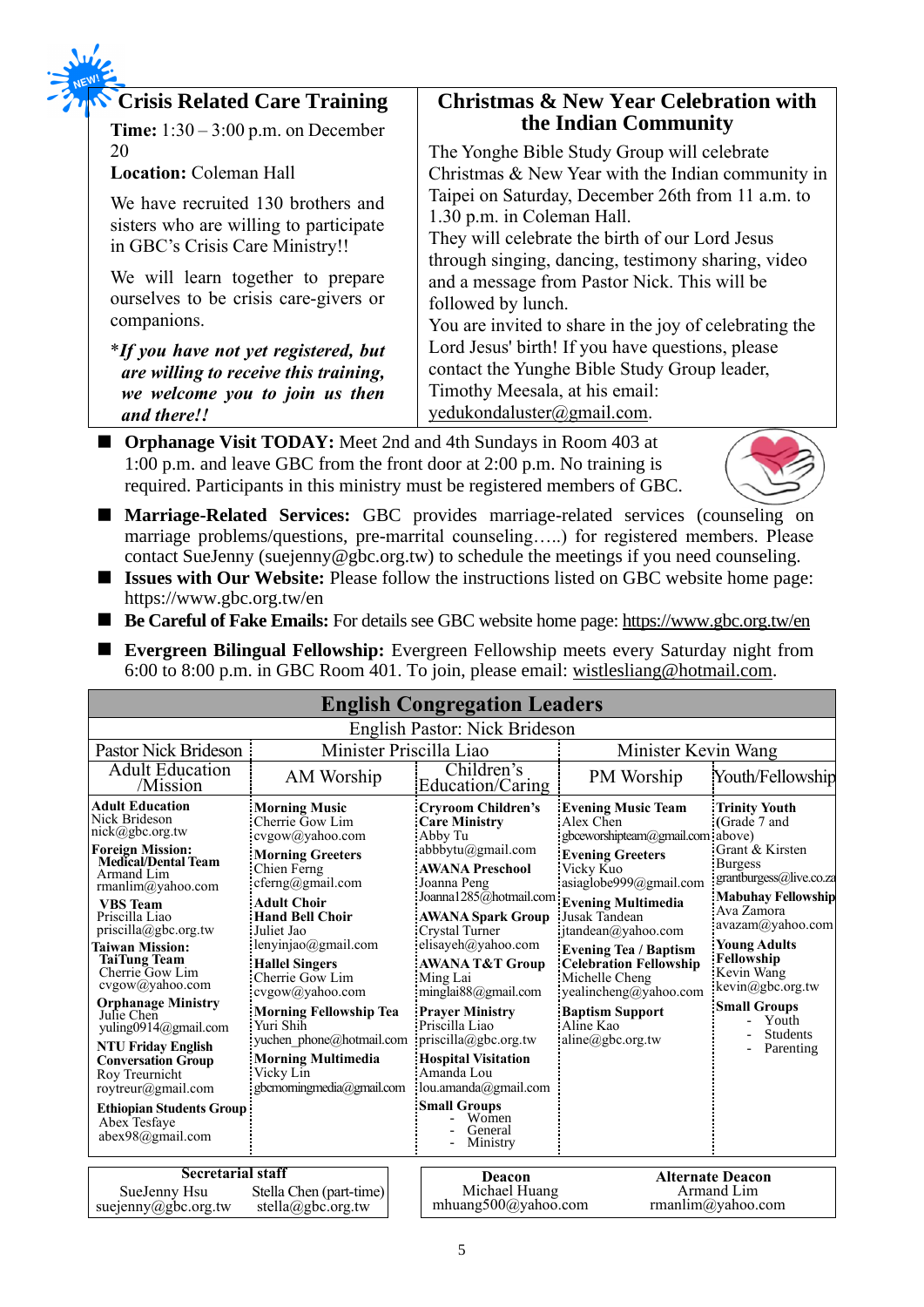NEW!

## Crisis Related Care Training

**Time:** 1:30 – 3:00 p.m. on December 20

**Location:** Coleman Hall

We have recruited 130 brothers and sisters who are willing to participate in GBC's Crisis Care Ministry!!

We will learn together to prepare ourselves to be crisis care-givers or companions.

**\*If you have not yet registered, but are willing to receive this training, we welcome you to join us then and there!!**

## Christmas & New Year Celebration with the Indian Community

The Yonghe Bible Study Group will celebrate Christmas & New Year with the Indian community in Taipei on Saturday, December 26th from 11 a.m. to 1.30 p.m. in Coleman Hall.

They will celebrate the birth of our Lord Jesus through singing, dancing, testimony sharing, video and a message from Pastor Nick. This will be followed by lunch.

You are invited to share in the joy of celebrating the Lord Jesus' birth! If you have questions, please contact the Yunghe Bible Study Group leader, Timothy Meesala, at his email: yedukondaluster@gmail.com.

- **Orphanage Visit TODAY:** Meet 2nd and 4th Sundays in Room 403 at 1:00 p.m. and leave GBC from the front door at 2:00 p.m. No training is required. Participants in this ministry must be registered members of GBC.
- **Marriage-Related Services:** GBC provides marriage-related services (counseling on marriage problems/questions, pre-marital counseling…..) for registered members. Please contact SueJenny (suejenny@gbc.org.tw) to schedule the meetings if you need counseling.
- **Issues with Our Website:** Please follow the instructions listed on GBC website home page: https://www.gbc.org.tw/en
- **Be Careful of Fake Emails:** For details see GBC website home page: https://www.gbc.org.tw/en
- **Evergreen Bilingual Fellowship:** Evergreen Fellowship meets every Saturday night from 6:00 to 8:00 p.m. in GBC Room 401. To join, please email: wistlesliang@hotmail.com.

## English Congregation Leaders

English Pastor: Nick Brideson

| Pastor Nick Brideson | Minister Priscilla Liao | | Minister Kevin Wang | |
|---|---|---|---|---|
| Adult Education /Mission | AM Worship | Children's Education/Caring | PM Worship | Youth/Fellowship |
| **Adult Education**<br>Nick Brideson<br>nick@gbc.org.tw<br>**Foreign Mission:**<br>**Medical/Dental Team**<br>Armand Lim<br>rmanlim@yahoo.com<br>**VBS Team**<br>Priscilla Liao<br>priscilla@gbc.org.tw<br>**Taiwan Mission:**<br>**TaiTung Team**<br>Cherrie Gow Lim<br>cvgow@yahoo.com<br>**Orphanage Ministry**<br>Julie Chen<br>yuling0914@gmail.com<br>**NTU Friday English Conversation Group**<br>Roy Treurnicht<br>roytreur@gmail.com<br>**Ethiopian Students Group**<br>Abex Tesfaye<br>abex98@gmail.com | **Morning Music**<br>Cherrie Gow Lim<br>cvgow@yahoo.com<br>**Morning Greeters**<br>Chien Ferng<br>cferng@gmail.com<br>**Adult Choir**<br>**Hand Bell Choir**<br>Juliet Jao<br>lenyinjao@gmail.com<br>**Hallel Singers**<br>Cherrie Gow Lim<br>cvgow@yahoo.com<br>**Morning Fellowship Tea**<br>Yuri Shih<br>yuchen_phone@hotmail.com<br>**Morning Multimedia**<br>Vicky Lin<br>gbcmorningmedia@gmail.com | **Cryroom Children's Care Ministry**<br>Abby Tu<br>abbbytu@gmail.com<br>**AWANA Preschool**<br>Joanna Peng<br>Joanna1285@hotmail.com<br>**AWANA Spark Group**<br>Crystal Turner<br>elisayeh@yahoo.com<br>**AWANA T&T Group**<br>Ming Lai<br>minglai88@gmail.com<br>**Prayer Ministry**<br>Priscilla Liao<br>priscilla@gbc.org.tw<br>**Hospital Visitation**<br>Amanda Lou<br>lou.amanda@gmail.com<br>**Small Groups**<br>- Women<br>- General<br>- Ministry | **Evening Music Team**<br>Alex Chen<br>gbceworshipteam@gmail.com<br>**Evening Greeters**<br>Vicky Kuo<br>asiaglobe999@gmail.com<br>**Evening Multimedia**<br>Jusak Tandean<br>jtandean@yahoo.com<br>**Evening Tea / Baptism Celebration Fellowship**<br>Michelle Cheng<br>yealincheng@yahoo.com<br>**Baptism Support**<br>Aline Kao<br>aline@gbc.org.tw | **Trinity Youth**<br>(Grade 7 and above)<br>Grant & Kirsten Burgess<br>grantburgess@live.co.za<br>**Mabuhay Fellowship**<br>Ava Zamora<br>avazam@yahoo.com<br>**Young Adults Fellowship**<br>Kevin Wang<br>kevin@gbc.org.tw<br>**Small Groups**<br>- Youth<br>- Students<br>- Parenting |

| Secretarial staff | |
|---|---|
| SueJenny Hsu<br>suejenny@gbc.org.tw | Stella Chen (part-time)<br>stella@gbc.org.tw |

| Deacon | Alternate Deacon |
|---|---|
| Michael Huang<br>mhuang500@yahoo.com | Armand Lim<br>rmanlim@yahoo.com |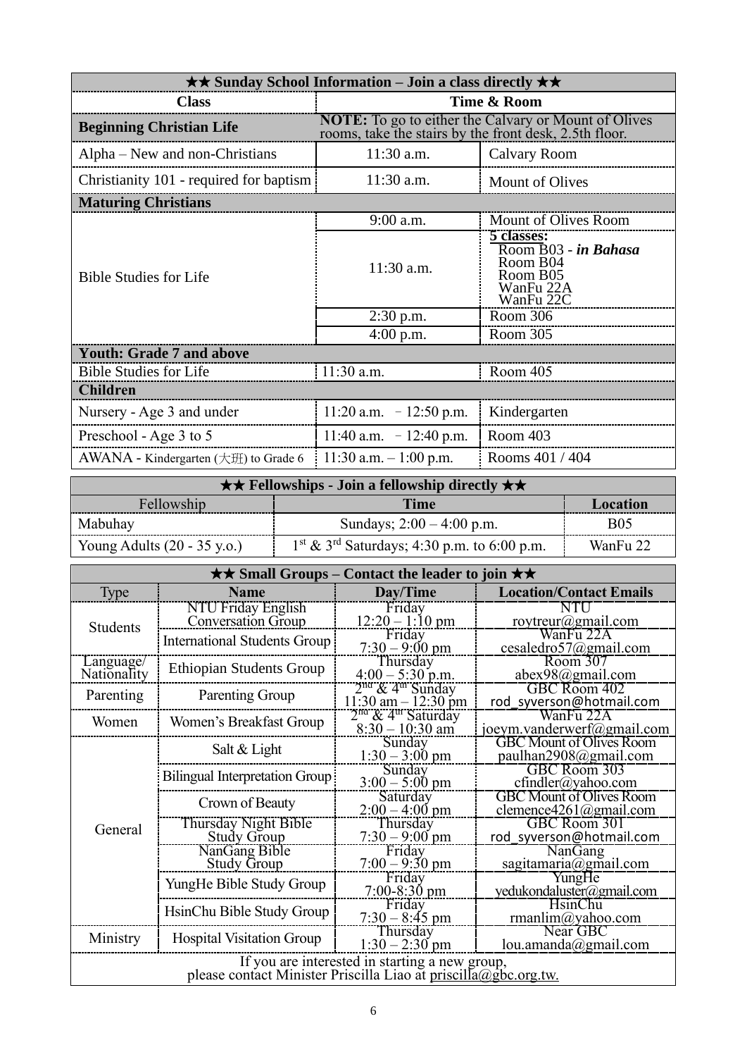| ★★ Sunday School Information – Join a class directly ★★ | | |
|---|---|---|
| **Class** | **Time & Room** | |
| **Beginning Christian Life** | **NOTE:** To go to either the Calvary or Mount of Olives rooms, take the stairs by the front desk, 2.5th floor. | |
| Alpha – New and non-Christians | 11:30 a.m. | Calvary Room |
| Christianity 101 - required for baptism | 11:30 a.m. | Mount of Olives |
| **Maturing Christians** | | |
| Bible Studies for Life | 9:00 a.m. | Mount of Olives Room |
| | 11:30 a.m. | **5 classes:** Room B03 - ***in Bahasa*** Room B04 Room B05 WanFu 22A WanFu 22C |
| | 2:30 p.m. | Room 306 |
| | 4:00 p.m. | Room 305 |
| **Youth: Grade 7 and above** | | |
| Bible Studies for Life | 11:30 a.m. | Room 405 |
| **Children** | | |
| Nursery - Age 3 and under | 11:20 a.m. – 12:50 p.m. | Kindergarten |
| Preschool - Age 3 to 5 | 11:40 a.m. – 12:40 p.m. | Room 403 |
| AWANA - Kindergarten (大班) to Grade 6 | 11:30 a.m. – 1:00 p.m. | Rooms 401 / 404 |

| ★★ Fellowships - Join a fellowship directly ★★ | | |
|---|---|---|
| Fellowship | **Time** | **Location** |
| Mabuhay | Sundays; 2:00 – 4:00 p.m. | B05 |
| Young Adults (20 - 35 y.o.) | 1st & 3rd Saturdays; 4:30 p.m. to 6:00 p.m. | WanFu 22 |

| ★★ Small Groups – Contact the leader to join ★★ | | | |
|---|---|---|---|
| Type | **Name** | **Day/Time** | **Location/Contact Emails** |
| Students | NTU Friday English Conversation Group | Friday 12:20 – 1:10 pm | NTU roytreur@gmail.com |
| | International Students Group | Friday 7:30 – 9:00 pm | WanFu 22A cesaledro57@gmail.com |
| Language/ Nationality | Ethiopian Students Group | Thursday 4:00 – 5:30 p.m. | Room 307 abex98@gmail.com |
| Parenting | Parenting Group | 2nd & 4th Sunday 11:30 am – 12:30 pm | GBC Room 402 rod_syverson@hotmail.com |
| Women | Women's Breakfast Group | 2nd & 4th Saturday 8:30 – 10:30 am | WanFu 22A joeym.vanderwerf@gmail.com |
| General | Salt & Light | Sunday 1:30 – 3:00 pm | GBC Mount of Olives Room paulhan2908@gmail.com |
| | Bilingual Interpretation Group | Sunday 3:00 – 5:00 pm | GBC Room 303 cfindler@yahoo.com |
| | Crown of Beauty | Saturday 2:00 – 4:00 pm | GBC Mount of Olives Room clemence4261@gmail.com |
| | Thursday Night Bible Study Group | Thursday 7:30 – 9:00 pm | GBC Room 301 rod_syverson@hotmail.com |
| | NanGang Bible Study Group | Friday 7:00 – 9:30 pm | NanGang sagitamaria@gmail.com |
| | YungHe Bible Study Group | Friday 7:00-8:30 pm | YungHe yedukondaluster@gmail.com |
| | HsinChu Bible Study Group | Friday 7:30 – 8:45 pm | HsinChu rmanlim@yahoo.com |
| Ministry | Hospital Visitation Group | Thursday 1:30 – 2:30 pm | Near GBC lou.amanda@gmail.com |
| If you are interested in starting a new group, please contact Minister Priscilla Liao at priscilla@gbc.org.tw. | | | |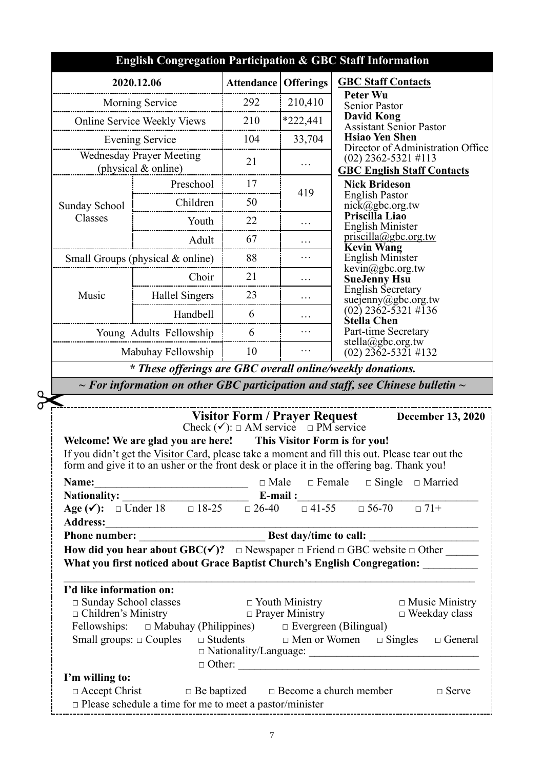## English Congregation Participation & GBC Staff Information

| 2020.12.06 | | Attendance | Offerings |
|---|---|---|---|
| Morning Service | | 292 | 210,410 |
| Online Service Weekly Views | | 210 | *222,441 |
| Evening Service | | 104 | 33,704 |
| Wednesday Prayer Meeting (physical & online) | | 21 | … |
| Sunday School Classes | Preschool | 17 | 419 |
| | Children | 50 | |
| | Youth | 22 | … |
| | Adult | 67 | … |
| Small Groups (physical & online) | | 88 | … |
| Music | Choir | 21 | … |
| | Hallel Singers | 23 | … |
| | Handbell | 6 | … |
| Young Adults Fellowship | | 6 | … |
| Mabuhay Fellowship | | 10 | … |

**GBC Staff Contacts**

**Peter Wu**
Senior Pastor
**David Kong**
Assistant Senior Pastor
**Hsiao Yen Shen**
Director of Administration Office
(02) 2362-5321 #113

**GBC English Staff Contacts**

**Nick Brideson**
English Pastor
nick@gbc.org.tw
**Priscilla Liao**
English Minister
priscilla@gbc.org.tw
**Kevin Wang**
English Minister
kevin@gbc.org.tw
**SueJenny Hsu**
English Secretary
suejenny@gbc.org.tw
(02) 2362-5321 #136
**Stella Chen**
Part-time Secretary
stella@gbc.org.tw
(02) 2362-5321 #132

***These offerings are GBC overall online/weekly donations.**

***~ For information on other GBC participation and staff, see Chinese bulletin ~***

---

### Visitor Form / Prayer Request — December 13, 2020

Check (✓): □ AM service □ PM service

**Welcome! We are glad you are here! This Visitor Form is for you!**

If you didn't get the Visitor Card, please take a moment and fill this out. Please tear out the form and give it to an usher or the front desk or place it in the offering bag. Thank you!

**Name:**_____________________________ □ Male □ Female □ Single □ Married

**Nationality:** ________________________ **E-mail :**_________________________________

**Age (✓):** □ Under 18 □ 18-25 □ 26-40 □ 41-55 □ 56-70 □ 71+

**Address:**_________________________________________________________________

**Phone number:** ________________________ **Best day/time to call:** ____________________

**How did you hear about GBC(✓)?** □ Newspaper □ Friend □ GBC website □ Other ______

**What you first noticed about Grace Baptist Church's English Congregation:** __________

______________________________________________________________________________

**I'd like information on:**

□ Sunday School classes □ Youth Ministry □ Music Ministry
□ Children's Ministry □ Prayer Ministry □ Weekday class
Fellowships: □ Mabuhay (Philippines) □ Evergreen (Bilingual)
Small groups: □ Couples □ Students □ Men or Women □ Singles □ General
□ Nationality/Language: _______________________________
□ Other: _____________________________________________

**I'm willing to:**

□ Accept Christ □ Be baptized □ Become a church member □ Serve
□ Please schedule a time for me to meet a pastor/minister